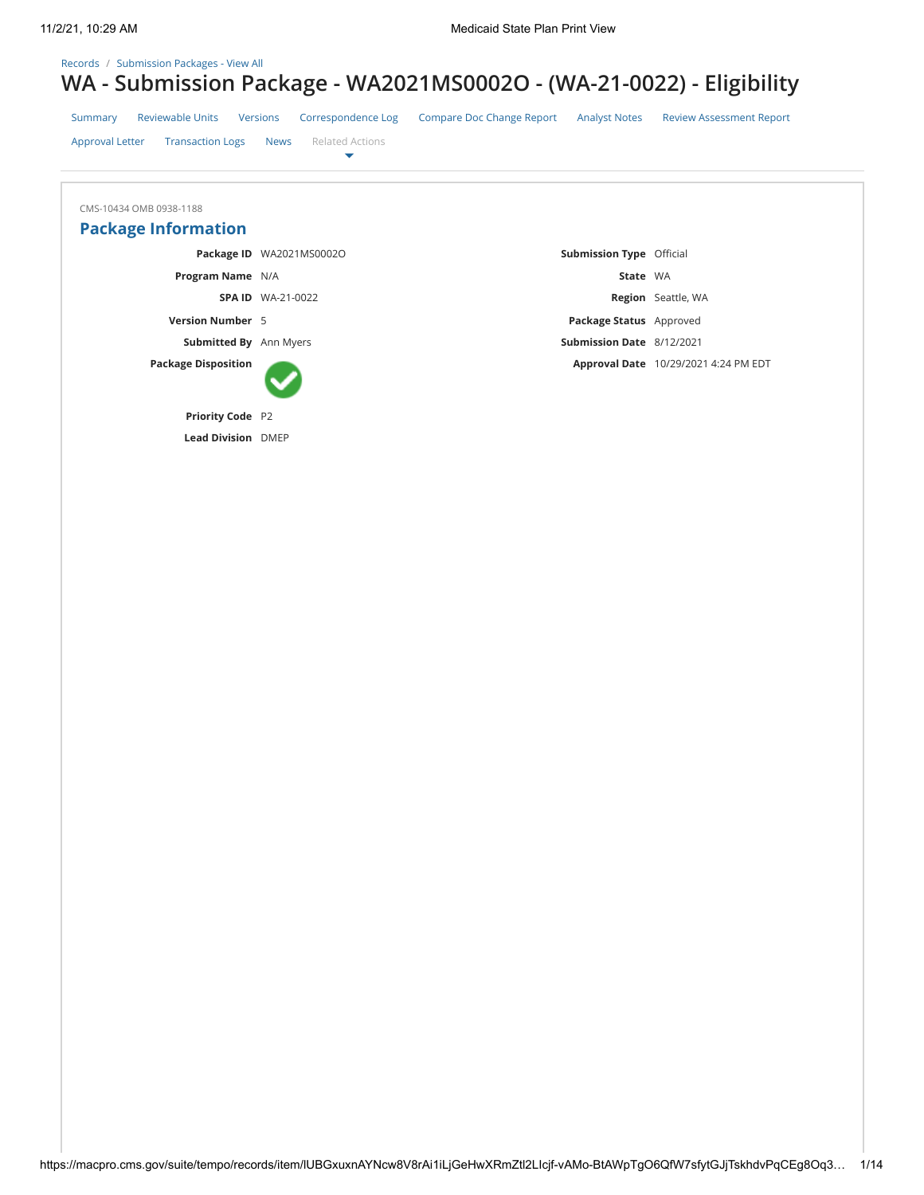Records / Submission Packages - View All

# WA - Submission Package - WA2021MS0002O - (WA-21-0022) - Eligibility

Summary | Reviewable Units | Versions | Correspondence Log | Compare Doc Change Report | Analyst Notes | Review Assessment Report | Approval Letter | Transaction Logs | News | Related Actions

CMS-10434 OMB 0938-1188

## Package Information

| | | | |
|---|---|---|---|
| **Package ID** | WA2021MS0002O | **Submission Type** | Official |
| **Program Name** | N/A | **State** | WA |
| **SPA ID** | WA-21-0022 | **Region** | Seattle, WA |
| **Version Number** | 5 | **Package Status** | Approved |
| **Submitted By** | Ann Myers | **Submission Date** | 8/12/2021 |
| **Package Disposition** | ✔ | **Approval Date** | 10/29/2021 4:24 PM EDT |
| **Priority Code** | P2 | | |
| **Lead Division** | DMEP | | |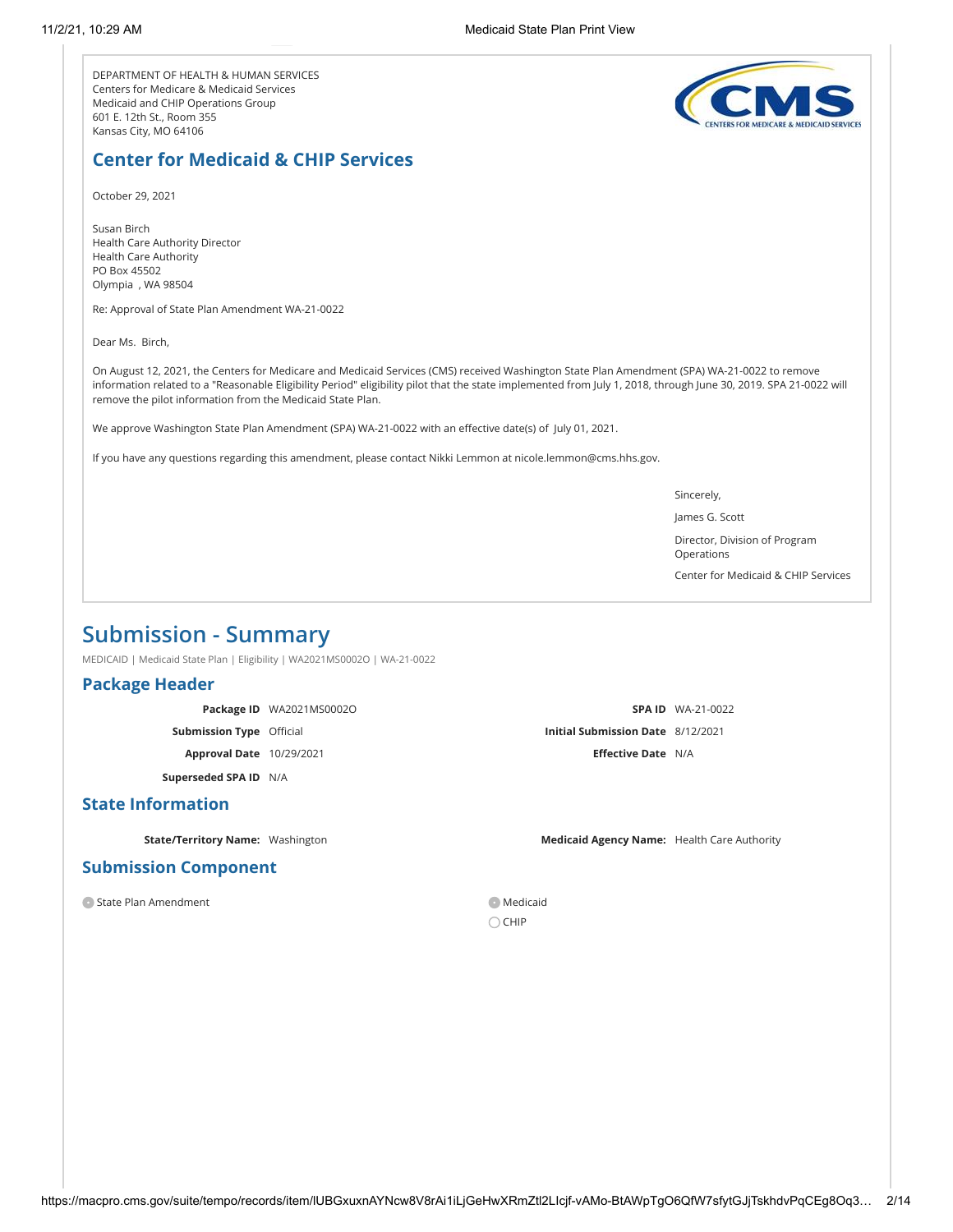DEPARTMENT OF HEALTH & HUMAN SERVICES
Centers for Medicare & Medicaid Services
Medicaid and CHIP Operations Group
601 E. 12th St., Room 355
Kansas City, MO 64106

## Center for Medicaid & CHIP Services

October 29, 2021

Susan Birch
Health Care Authority Director
Health Care Authority
PO Box 45502
Olympia , WA 98504

Re: Approval of State Plan Amendment WA-21-0022

Dear Ms. Birch,

On August 12, 2021, the Centers for Medicare and Medicaid Services (CMS) received Washington State Plan Amendment (SPA) WA-21-0022 to remove information related to a "Reasonable Eligibility Period" eligibility pilot that the state implemented from July 1, 2018, through June 30, 2019. SPA 21-0022 will remove the pilot information from the Medicaid State Plan.

We approve Washington State Plan Amendment (SPA) WA-21-0022 with an effective date(s) of July 01, 2021.

If you have any questions regarding this amendment, please contact Nikki Lemmon at nicole.lemmon@cms.hhs.gov.

Sincerely,

James G. Scott

Director, Division of Program Operations

Center for Medicaid & CHIP Services

# Submission - Summary

MEDICAID | Medicaid State Plan | Eligibility | WA2021MS0002O | WA-21-0022

## Package Header

| | | | |
|---|---|---|---|
| **Package ID** | WA2021MS0002O | **SPA ID** | WA-21-0022 |
| **Submission Type** | Official | **Initial Submission Date** | 8/12/2021 |
| **Approval Date** | 10/29/2021 | **Effective Date** | N/A |
| **Superseded SPA ID** | N/A | | |

## State Information

**State/Territory Name:** Washington

**Medicaid Agency Name:** Health Care Authority

## Submission Component

- [x] State Plan Amendment

- [x] Medicaid
- [ ] CHIP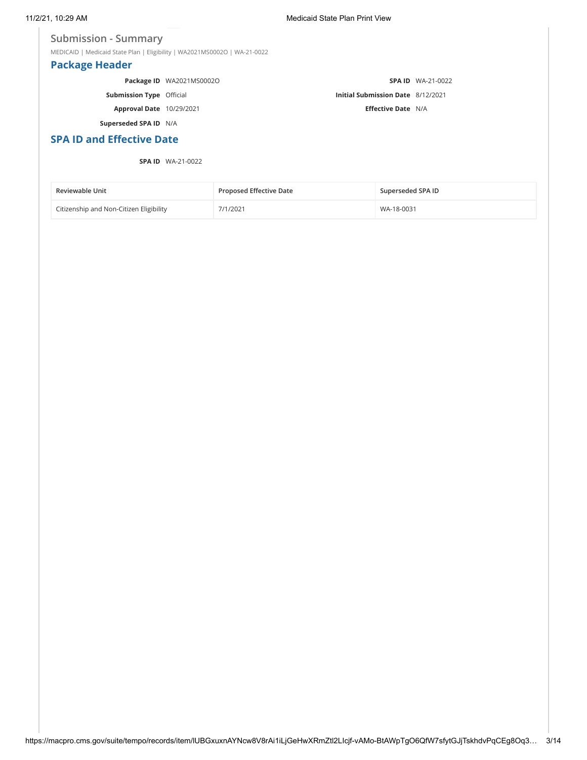## Submission - Summary

MEDICAID | Medicaid State Plan | Eligibility | WA2021MS0002O | WA-21-0022

### Package Header

**Package ID** WA2021MS0002O

**SPA ID** WA-21-0022

**Submission Type** Official

**Initial Submission Date** 8/12/2021

**Approval Date** 10/29/2021

**Effective Date** N/A

**Superseded SPA ID** N/A

### SPA ID and Effective Date

**SPA ID** WA-21-0022

| Reviewable Unit | Proposed Effective Date | Superseded SPA ID |
|---|---|---|
| Citizenship and Non-Citizen Eligibility | 7/1/2021 | WA-18-0031 |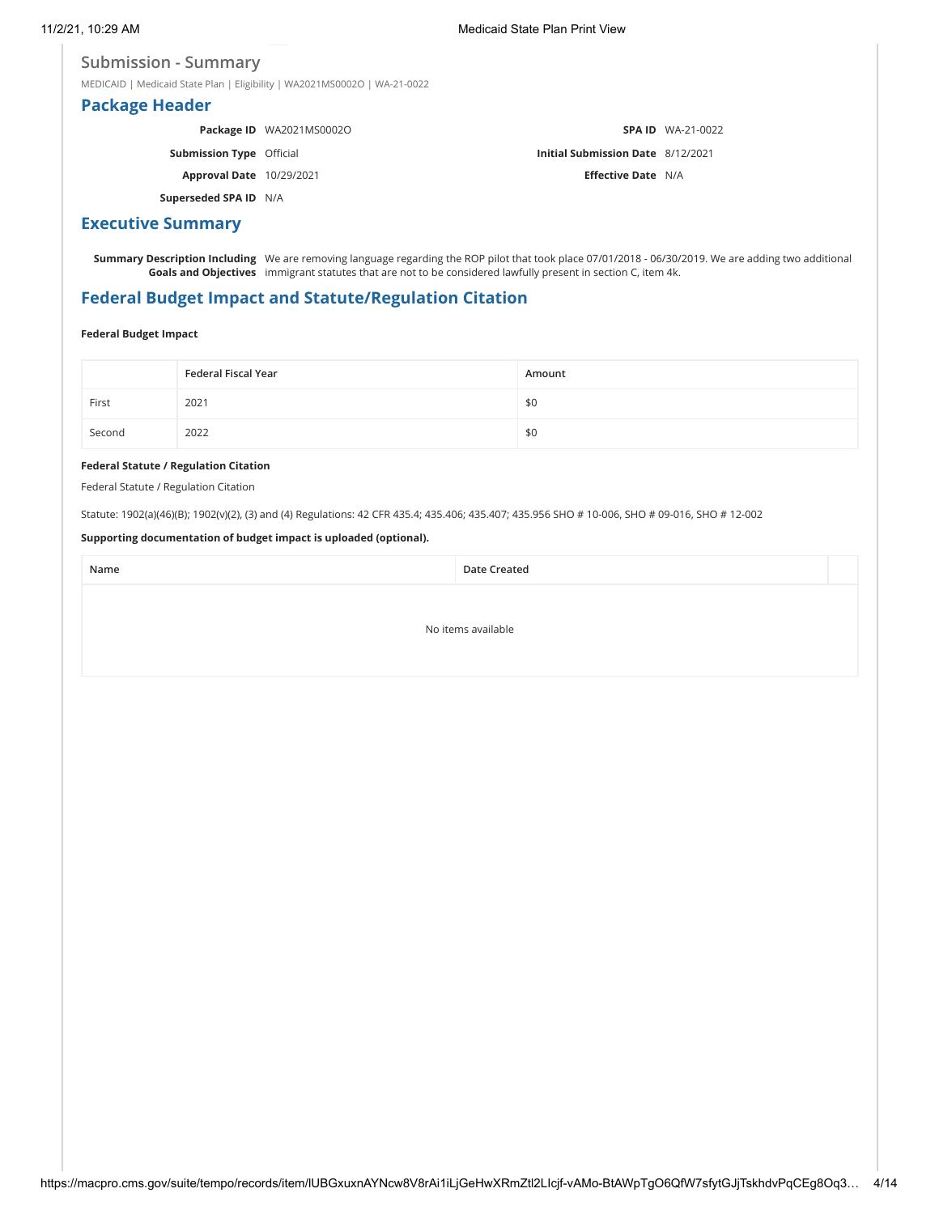## Submission - Summary

MEDICAID | Medicaid State Plan | Eligibility | WA2021MS0002O | WA-21-0022

## Package Header

**Package ID** WA2021MS0002O

**SPA ID** WA-21-0022

**Submission Type** Official

**Initial Submission Date** 8/12/2021

**Approval Date** 10/29/2021

**Effective Date** N/A

**Superseded SPA ID** N/A

## Executive Summary

**Summary Description Including Goals and Objectives** We are removing language regarding the ROP pilot that took place 07/01/2018 - 06/30/2019. We are adding two additional immigrant statutes that are not to be considered lawfully present in section C, item 4k.

## Federal Budget Impact and Statute/Regulation Citation

**Federal Budget Impact**

| | Federal Fiscal Year | Amount |
|---|---|---|
| First | 2021 | $0 |
| Second | 2022 | $0 |

**Federal Statute / Regulation Citation**

Federal Statute / Regulation Citation

Statute: 1902(a)(46)(B); 1902(v)(2), (3) and (4) Regulations: 42 CFR 435.4; 435.406; 435.407; 435.956 SHO # 10-006, SHO # 09-016, SHO # 12-002

**Supporting documentation of budget impact is uploaded (optional).**

| Name | Date Created |
|---|---|
| No items available | |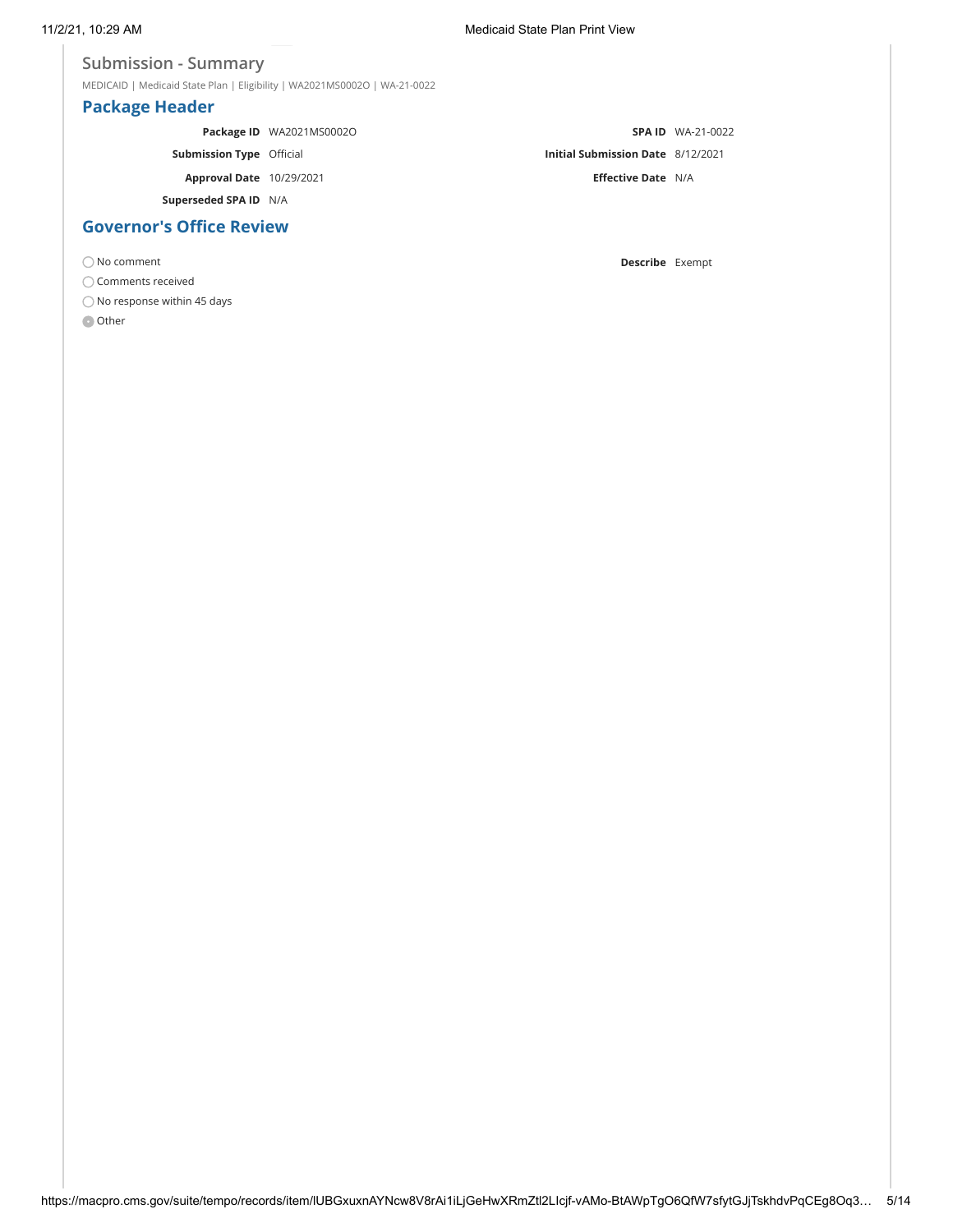## Submission - Summary

MEDICAID | Medicaid State Plan | Eligibility | WA2021MS0002O | WA-21-0022

### Package Header

**Package ID** WA2021MS0002O

**SPA ID** WA-21-0022

**Submission Type** Official

**Initial Submission Date** 8/12/2021

**Approval Date** 10/29/2021

**Effective Date** N/A

**Superseded SPA ID** N/A

### Governor's Office Review

- ○ No comment
- ○ Comments received
- ○ No response within 45 days
- ● Other

**Describe** Exempt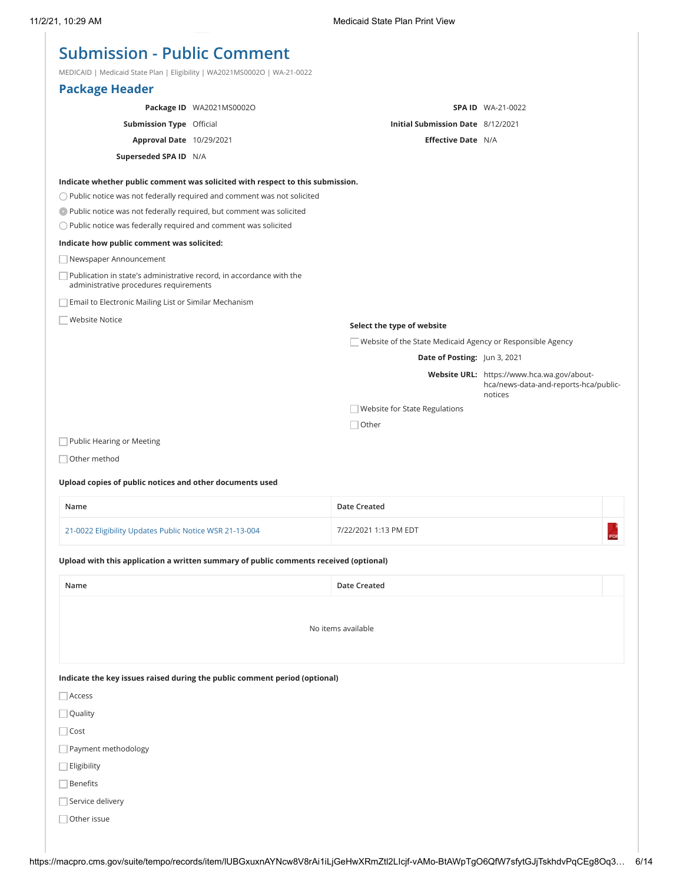# Submission - Public Comment

MEDICAID | Medicaid State Plan | Eligibility | WA2021MS0002O | WA-21-0022

## Package Header

| | | | |
|---|---|---|---|
| **Package ID** | WA2021MS0002O | **SPA ID** | WA-21-0022 |
| **Submission Type** | Official | **Initial Submission Date** | 8/12/2021 |
| **Approval Date** | 10/29/2021 | **Effective Date** | N/A |
| **Superseded SPA ID** | N/A | | |

**Indicate whether public comment was solicited with respect to this submission.**

- ○ Public notice was not federally required and comment was not solicited
- ● Public notice was not federally required, but comment was solicited
- ○ Public notice was federally required and comment was solicited

**Indicate how public comment was solicited:**

- ☐ Newspaper Announcement
- ☐ Publication in state's administrative record, in accordance with the administrative procedures requirements
- ☐ Email to Electronic Mailing List or Similar Mechanism
- ☐ Website Notice

**Select the type of website**

- ☐ Website of the State Medicaid Agency or Responsible Agency

**Date of Posting:** Jun 3, 2021

**Website URL:** https://www.hca.wa.gov/about-hca/news-data-and-reports-hca/public-notices

- ☐ Website for State Regulations
- ☐ Other

- ☐ Public Hearing or Meeting
- ☐ Other method

**Upload copies of public notices and other documents used**

| Name | Date Created | |
|---|---|---|
| 21-0022 Eligibility Updates Public Notice WSR 21-13-004 | 7/22/2021 1:13 PM EDT | |

**Upload with this application a written summary of public comments received (optional)**

| Name | Date Created | |
|---|---|---|
| No items available | | |

**Indicate the key issues raised during the public comment period (optional)**

- ☐ Access
- ☐ Quality
- ☐ Cost
- ☐ Payment methodology
- ☐ Eligibility
- ☐ Benefits
- ☐ Service delivery
- ☐ Other issue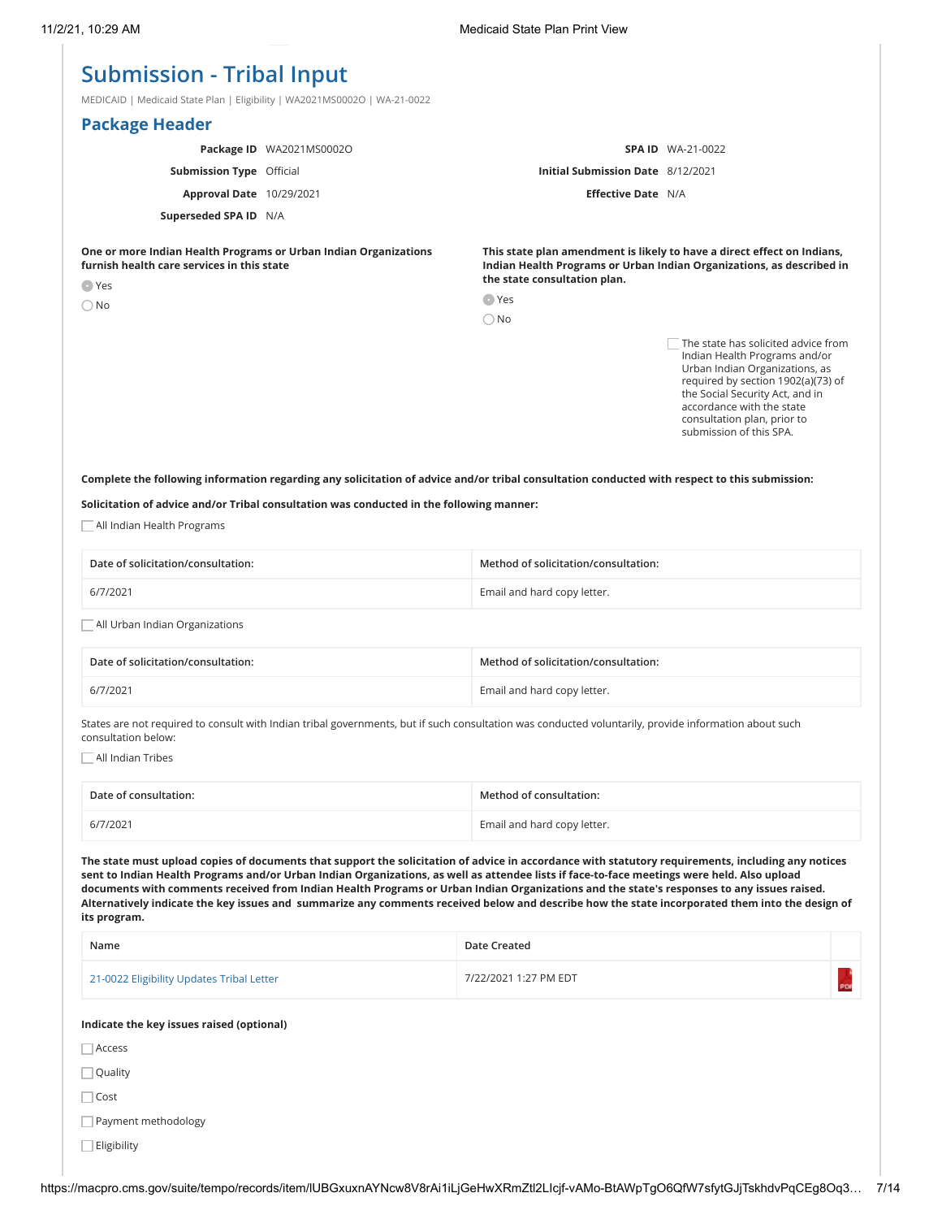# Submission - Tribal Input

MEDICAID | Medicaid State Plan | Eligibility | WA2021MS0002O | WA-21-0022

## Package Header

| | | | |
|---|---|---|---|
| **Package ID** | WA2021MS0002O | **SPA ID** | WA-21-0022 |
| **Submission Type** | Official | **Initial Submission Date** | 8/12/2021 |
| **Approval Date** | 10/29/2021 | **Effective Date** | N/A |
| **Superseded SPA ID** | N/A | | |

**One or more Indian Health Programs or Urban Indian Organizations furnish health care services in this state**

- (•) Yes
- ( ) No

**This state plan amendment is likely to have a direct effect on Indians, Indian Health Programs or Urban Indian Organizations, as described in the state consultation plan.**

- (•) Yes
- ( ) No

☐ The state has solicited advice from Indian Health Programs and/or Urban Indian Organizations, as required by section 1902(a)(73) of the Social Security Act, and in accordance with the state consultation plan, prior to submission of this SPA.

**Complete the following information regarding any solicitation of advice and/or tribal consultation conducted with respect to this submission:**

**Solicitation of advice and/or Tribal consultation was conducted in the following manner:**

☐ All Indian Health Programs

| Date of solicitation/consultation: | Method of solicitation/consultation: |
|---|---|
| 6/7/2021 | Email and hard copy letter. |

☐ All Urban Indian Organizations

| Date of solicitation/consultation: | Method of solicitation/consultation: |
|---|---|
| 6/7/2021 | Email and hard copy letter. |

States are not required to consult with Indian tribal governments, but if such consultation was conducted voluntarily, provide information about such consultation below:

☐ All Indian Tribes

| Date of consultation: | Method of consultation: |
|---|---|
| 6/7/2021 | Email and hard copy letter. |

**The state must upload copies of documents that support the solicitation of advice in accordance with statutory requirements, including any notices sent to Indian Health Programs and/or Urban Indian Organizations, as well as attendee lists if face-to-face meetings were held. Also upload documents with comments received from Indian Health Programs or Urban Indian Organizations and the state's responses to any issues raised. Alternatively indicate the key issues and summarize any comments received below and describe how the state incorporated them into the design of its program.**

| Name | Date Created |
|---|---|
| 21-0022 Eligibility Updates Tribal Letter | 7/22/2021 1:27 PM EDT |

**Indicate the key issues raised (optional)**

☐ Access

☐ Quality

☐ Cost

☐ Payment methodology

☐ Eligibility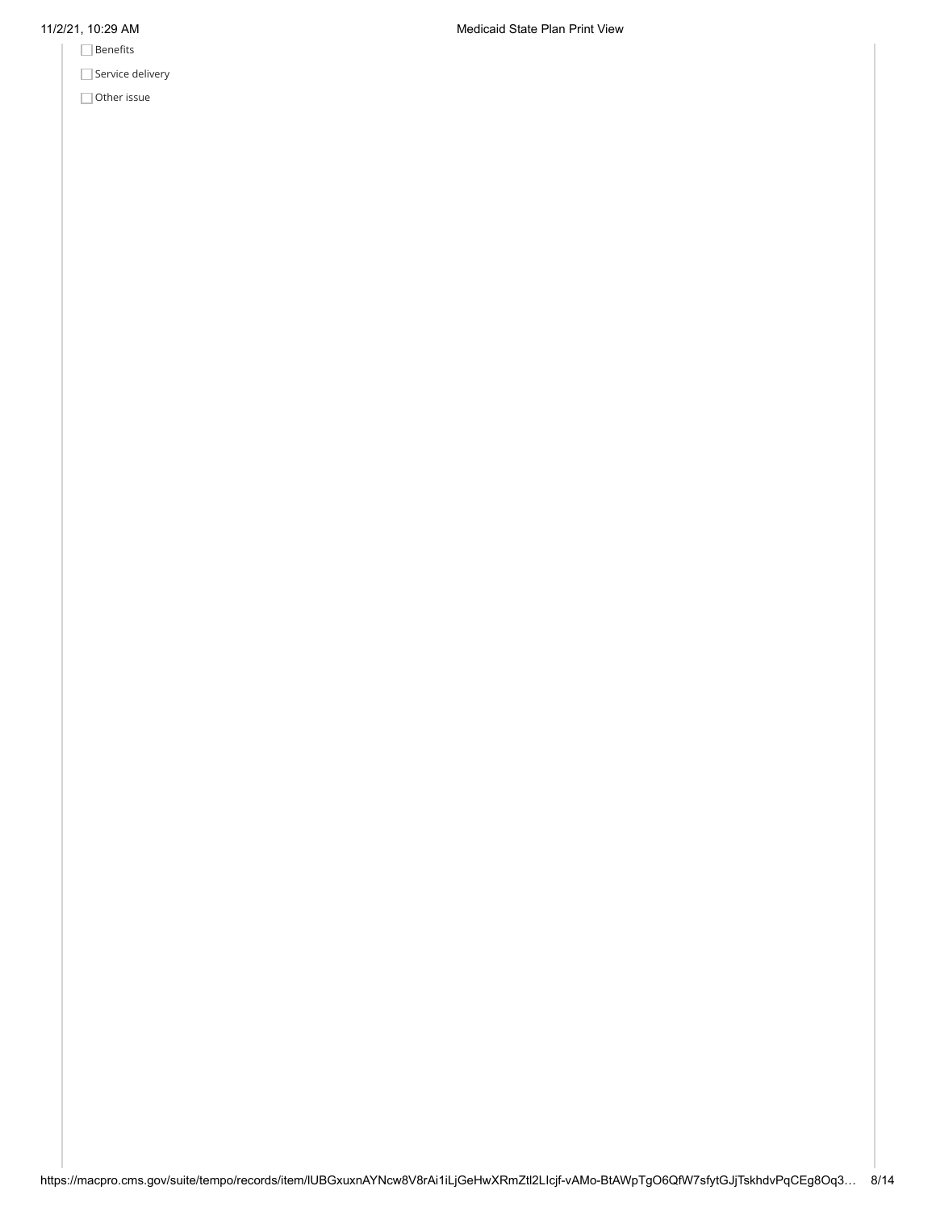- [ ] Benefits
- [ ] Service delivery
- [ ] Other issue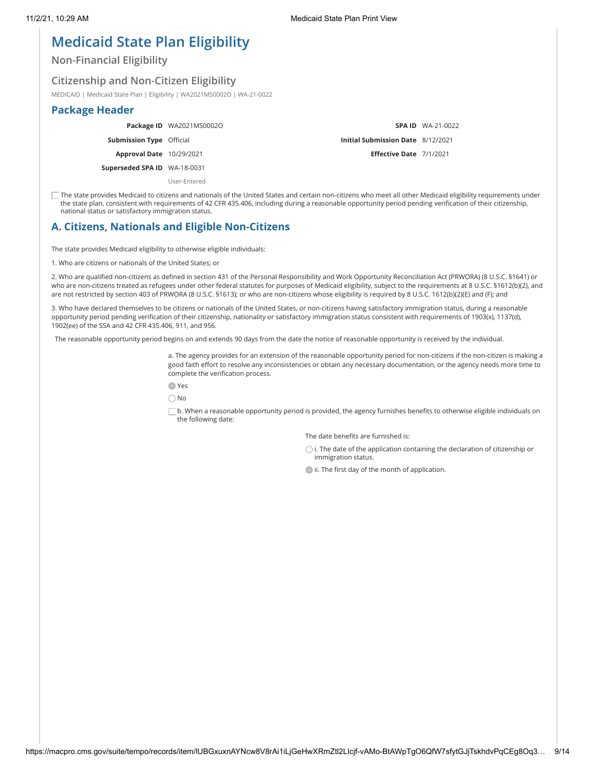# Medicaid State Plan Eligibility

## Non-Financial Eligibility

## Citizenship and Non-Citizen Eligibility

MEDICAID | Medicaid State Plan | Eligibility | WA2021MS0002O | WA-21-0022

## Package Header

| | | | |
|---|---|---|---|
| **Package ID** | WA2021MS0002O | **SPA ID** | WA-21-0022 |
| **Submission Type** | Official | **Initial Submission Date** | 8/12/2021 |
| **Approval Date** | 10/29/2021 | **Effective Date** | 7/1/2021 |
| **Superseded SPA ID** | WA-18-0031 | | |
| | User-Entered | | |

☐ The state provides Medicaid to citizens and nationals of the United States and certain non-citizens who meet all other Medicaid eligibility requirements under the state plan, consistent with requirements of 42 CFR 435.406, including during a reasonable opportunity period pending verification of their citizenship, national status or satisfactory immigration status.

## A. Citizens, Nationals and Eligible Non-Citizens

The state provides Medicaid eligibility to otherwise eligible individuals:

1. Who are citizens or nationals of the United States; or

2. Who are qualified non-citizens as defined in section 431 of the Personal Responsibility and Work Opportunity Reconciliation Act (PRWORA) (8 U.S.C. §1641) or who are non-citizens treated as refugees under other federal statutes for purposes of Medicaid eligibility, subject to the requirements at 8 U.S.C. §1612(b)(2), and are not restricted by section 403 of PRWORA (8 U.S.C. §1613); or who are non-citizens whose eligibility is required by 8 U.S.C. 1612(b)(2)(E) and (F); and

3. Who have declared themselves to be citizens or nationals of the United States, or non-citizens having satisfactory immigration status, during a reasonable opportunity period pending verification of their citizenship, nationality or satisfactory immigration status consistent with requirements of 1903(x), 1137(d), 1902(ee) of the SSA and 42 CFR 435.406, 911, and 956.

The reasonable opportunity period begins on and extends 90 days from the date the notice of reasonable opportunity is received by the individual.

a. The agency provides for an extension of the reasonable opportunity period for non-citizens if the non-citizen is making a good faith effort to resolve any inconsistencies or obtain any necessary documentation, or the agency needs more time to complete the verification process.

- (●) Yes
- ( ) No

☐ b. When a reasonable opportunity period is provided, the agency furnishes benefits to otherwise eligible individuals on the following date:

The date benefits are furnished is:

- ( ) i. The date of the application containing the declaration of citizenship or immigration status.
- (●) ii. The first day of the month of application.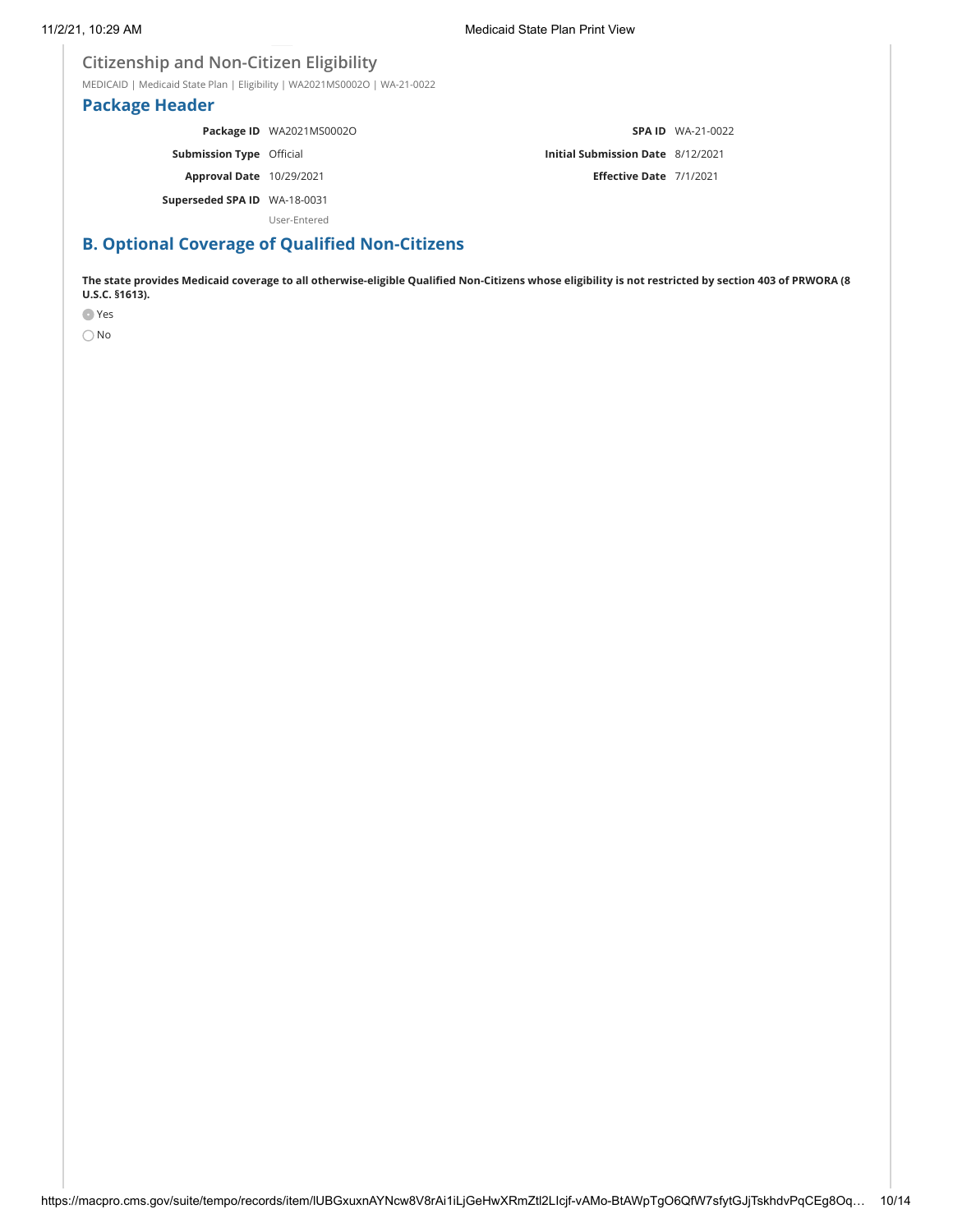## Citizenship and Non-Citizen Eligibility

MEDICAID | Medicaid State Plan | Eligibility | WA2021MS0002O | WA-21-0022

### Package Header

| | | | |
|---|---|---|---|
| **Package ID** | WA2021MS0002O | **SPA ID** | WA-21-0022 |
| **Submission Type** | Official | **Initial Submission Date** | 8/12/2021 |
| **Approval Date** | 10/29/2021 | **Effective Date** | 7/1/2021 |
| **Superseded SPA ID** | WA-18-0031 | | |
| | User-Entered | | |

### B. Optional Coverage of Qualified Non-Citizens

**The state provides Medicaid coverage to all otherwise-eligible Qualified Non-Citizens whose eligibility is not restricted by section 403 of PRWORA (8 U.S.C. §1613).**

- (●) Yes
- ( ) No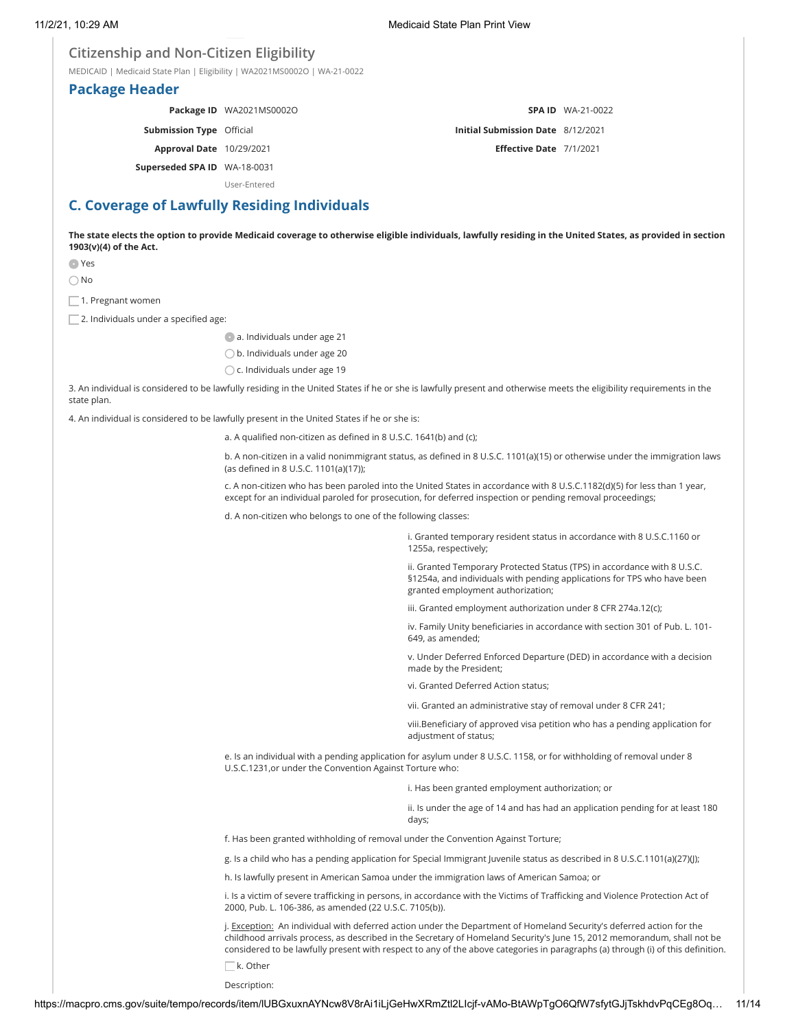## Citizenship and Non-Citizen Eligibility

MEDICAID | Medicaid State Plan | Eligibility | WA2021MS0002O | WA-21-0022

## Package Header

| | | | |
|---|---|---|---|
| **Package ID** | WA2021MS0002O | **SPA ID** | WA-21-0022 |
| **Submission Type** | Official | **Initial Submission Date** | 8/12/2021 |
| **Approval Date** | 10/29/2021 | **Effective Date** | 7/1/2021 |
| **Superseded SPA ID** | WA-18-0031 | | |
| | User-Entered | | |

## C. Coverage of Lawfully Residing Individuals

**The state elects the option to provide Medicaid coverage to otherwise eligible individuals, lawfully residing in the United States, as provided in section 1903(v)(4) of the Act.**

- (•) Yes
- ( ) No

- [ ] 1. Pregnant women
- [ ] 2. Individuals under a specified age:
  - (•) a. Individuals under age 21
  - ( ) b. Individuals under age 20
  - ( ) c. Individuals under age 19

3. An individual is considered to be lawfully residing in the United States if he or she is lawfully present and otherwise meets the eligibility requirements in the state plan.

4. An individual is considered to be lawfully present in the United States if he or she is:

a. A qualified non-citizen as defined in 8 U.S.C. 1641(b) and (c);

b. A non-citizen in a valid nonimmigrant status, as defined in 8 U.S.C. 1101(a)(15) or otherwise under the immigration laws (as defined in 8 U.S.C. 1101(a)(17));

c. A non-citizen who has been paroled into the United States in accordance with 8 U.S.C.1182(d)(5) for less than 1 year, except for an individual paroled for prosecution, for deferred inspection or pending removal proceedings;

d. A non-citizen who belongs to one of the following classes:

i. Granted temporary resident status in accordance with 8 U.S.C.1160 or 1255a, respectively;

ii. Granted Temporary Protected Status (TPS) in accordance with 8 U.S.C. §1254a, and individuals with pending applications for TPS who have been granted employment authorization;

iii. Granted employment authorization under 8 CFR 274a.12(c);

iv. Family Unity beneficiaries in accordance with section 301 of Pub. L. 101-649, as amended;

v. Under Deferred Enforced Departure (DED) in accordance with a decision made by the President;

vi. Granted Deferred Action status;

vii. Granted an administrative stay of removal under 8 CFR 241;

viii.Beneficiary of approved visa petition who has a pending application for adjustment of status;

e. Is an individual with a pending application for asylum under 8 U.S.C. 1158, or for withholding of removal under 8 U.S.C.1231,or under the Convention Against Torture who:

i. Has been granted employment authorization; or

ii. Is under the age of 14 and has had an application pending for at least 180 days;

f. Has been granted withholding of removal under the Convention Against Torture;

g. Is a child who has a pending application for Special Immigrant Juvenile status as described in 8 U.S.C.1101(a)(27)(J);

h. Is lawfully present in American Samoa under the immigration laws of American Samoa; or

i. Is a victim of severe trafficking in persons, in accordance with the Victims of Trafficking and Violence Protection Act of 2000, Pub. L. 106-386, as amended (22 U.S.C. 7105(b)).

j. Exception: An individual with deferred action under the Department of Homeland Security's deferred action for the childhood arrivals process, as described in the Secretary of Homeland Security's June 15, 2012 memorandum, shall not be considered to be lawfully present with respect to any of the above categories in paragraphs (a) through (i) of this definition.

- [ ] k. Other

Description: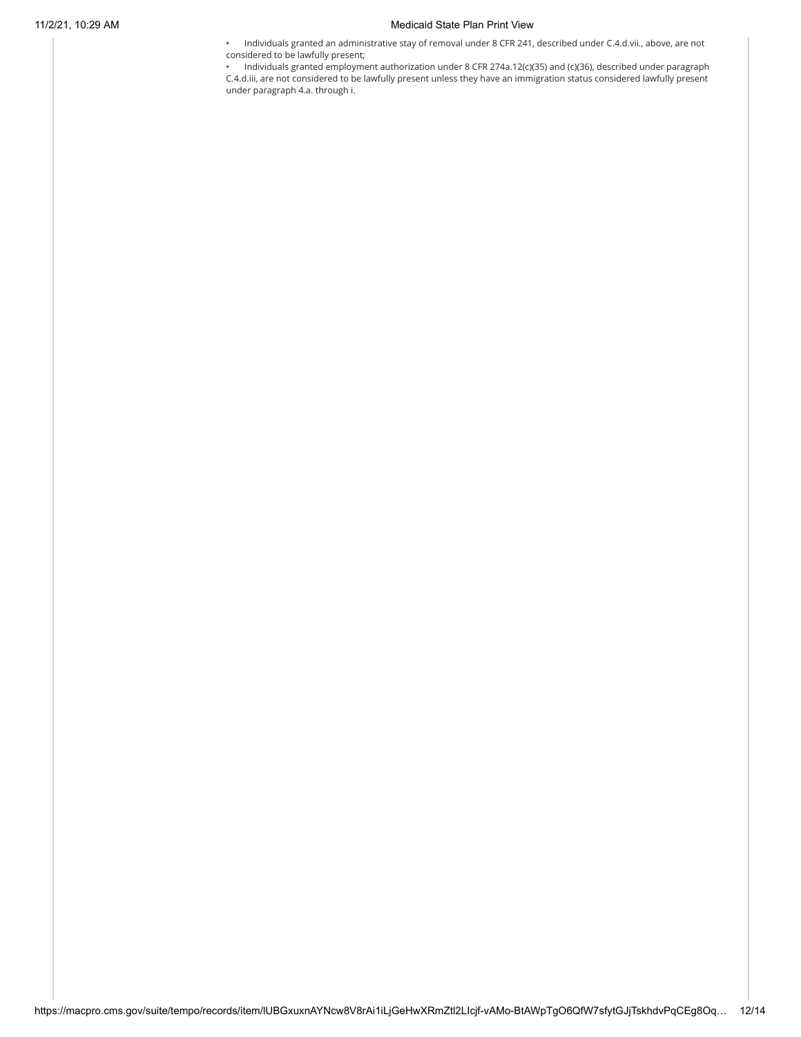- Individuals granted an administrative stay of removal under 8 CFR 241, described under C.4.d.vii., above, are not considered to be lawfully present;
- Individuals granted employment authorization under 8 CFR 274a.12(c)(35) and (c)(36), described under paragraph C.4.d.iii, are not considered to be lawfully present unless they have an immigration status considered lawfully present under paragraph 4.a. through i.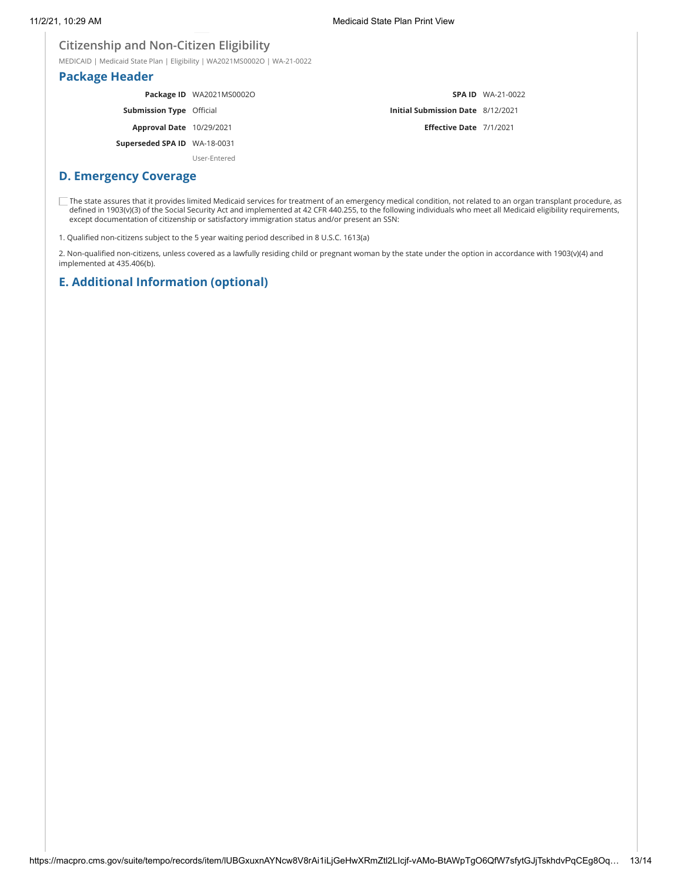## Citizenship and Non-Citizen Eligibility

MEDICAID | Medicaid State Plan | Eligibility | WA2021MS0002O | WA-21-0022

## Package Header

| | | | |
|---|---|---|---|
| **Package ID** | WA2021MS0002O | **SPA ID** | WA-21-0022 |
| **Submission Type** | Official | **Initial Submission Date** | 8/12/2021 |
| **Approval Date** | 10/29/2021 | **Effective Date** | 7/1/2021 |
| **Superseded SPA ID** | WA-18-0031<br>User-Entered | | |

## D. Emergency Coverage

☐ The state assures that it provides limited Medicaid services for treatment of an emergency medical condition, not related to an organ transplant procedure, as defined in 1903(v)(3) of the Social Security Act and implemented at 42 CFR 440.255, to the following individuals who meet all Medicaid eligibility requirements, except documentation of citizenship or satisfactory immigration status and/or present an SSN:

1. Qualified non-citizens subject to the 5 year waiting period described in 8 U.S.C. 1613(a)

2. Non-qualified non-citizens, unless covered as a lawfully residing child or pregnant woman by the state under the option in accordance with 1903(v)(4) and implemented at 435.406(b).

## E. Additional Information (optional)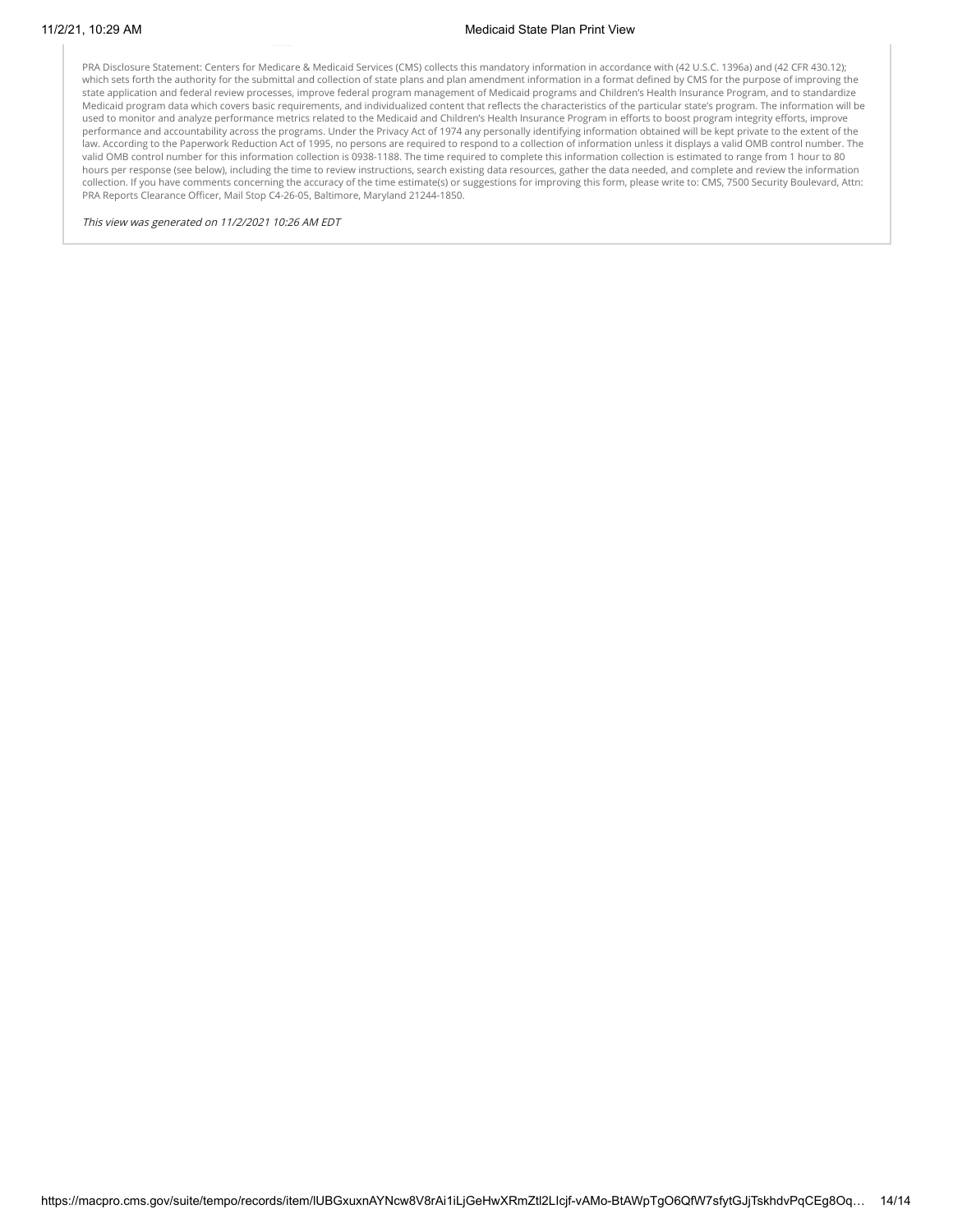PRA Disclosure Statement: Centers for Medicare & Medicaid Services (CMS) collects this mandatory information in accordance with (42 U.S.C. 1396a) and (42 CFR 430.12); which sets forth the authority for the submittal and collection of state plans and plan amendment information in a format defined by CMS for the purpose of improving the state application and federal review processes, improve federal program management of Medicaid programs and Children's Health Insurance Program, and to standardize Medicaid program data which covers basic requirements, and individualized content that reflects the characteristics of the particular state's program. The information will be used to monitor and analyze performance metrics related to the Medicaid and Children's Health Insurance Program in efforts to boost program integrity efforts, improve performance and accountability across the programs. Under the Privacy Act of 1974 any personally identifying information obtained will be kept private to the extent of the law. According to the Paperwork Reduction Act of 1995, no persons are required to respond to a collection of information unless it displays a valid OMB control number. The valid OMB control number for this information collection is 0938-1188. The time required to complete this information collection is estimated to range from 1 hour to 80 hours per response (see below), including the time to review instructions, search existing data resources, gather the data needed, and complete and review the information collection. If you have comments concerning the accuracy of the time estimate(s) or suggestions for improving this form, please write to: CMS, 7500 Security Boulevard, Attn: PRA Reports Clearance Officer, Mail Stop C4-26-05, Baltimore, Maryland 21244-1850.

*This view was generated on 11/2/2021 10:26 AM EDT*